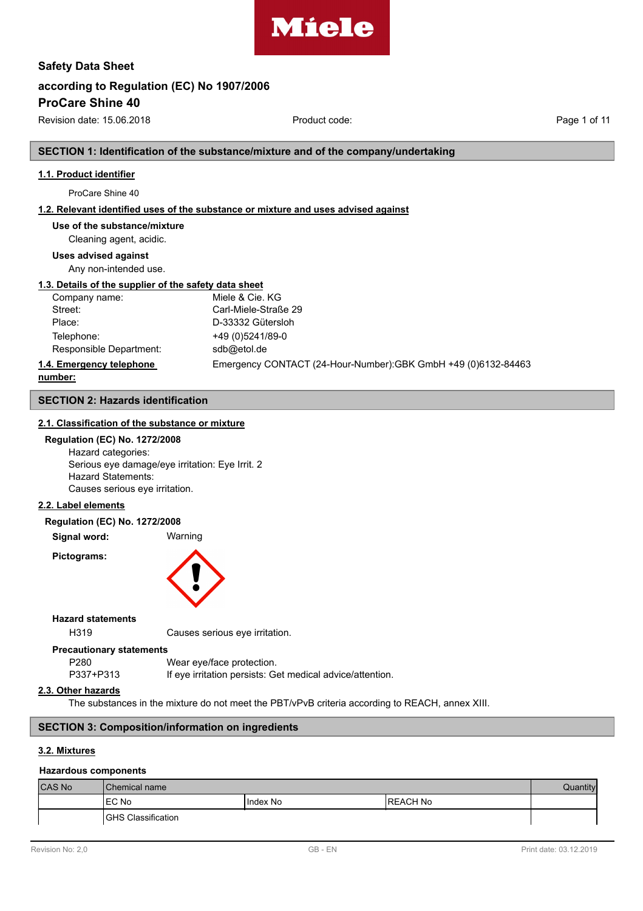Safety Data Sheet

according to Regulation (EC) No 1907/2006

**ProCare Shine 40**

Revision date: 15.06.2018 Product code:

## SECTION 1: Identification of the substance/mixture and of the company/undertaking

### 1.1. Product identifier

ProCare Shine 40

### 1.2. Relevant identified uses of the substance or mixture and uses advised against

**Use of the substance/mixture**

Cleaning agent, acidic.

**Uses advised against**

Any non-intended use.

### 1.3. Details of the supplier of the safety data sheet

| | |
|---|---|
| Company name: | Miele & Cie. KG |
| Street: | Carl-Miele-Straße 29 |
| Place: | D-33332 Gütersloh |
| Telephone: | +49 (0)5241/89-0 |
| Responsible Department: | sdb@etol.de |

### 1.4. Emergency telephone number:

Emergency CONTACT (24-Hour-Number):GBK GmbH +49 (0)6132-84463

## SECTION 2: Hazards identification

### 2.1. Classification of the substance or mixture

**Regulation (EC) No. 1272/2008**

Hazard categories:
Serious eye damage/eye irritation: Eye Irrit. 2
Hazard Statements:
Causes serious eye irritation.

### 2.2. Label elements

**Regulation (EC) No. 1272/2008**

**Signal word:** Warning

**Pictograms:**

**Hazard statements**

H319 Causes serious eye irritation.

**Precautionary statements**

P280 Wear eye/face protection.
P337+P313 If eye irritation persists: Get medical advice/attention.

### 2.3. Other hazards

The substances in the mixture do not meet the PBT/vPvB criteria according to REACH, annex XIII.

## SECTION 3: Composition/information on ingredients

### 3.2. Mixtures

**Hazardous components**

| CAS No | Chemical name | | | Quantity |
|---|---|---|---|---|
| | EC No | Index No | REACH No | |
| | GHS Classification | | | |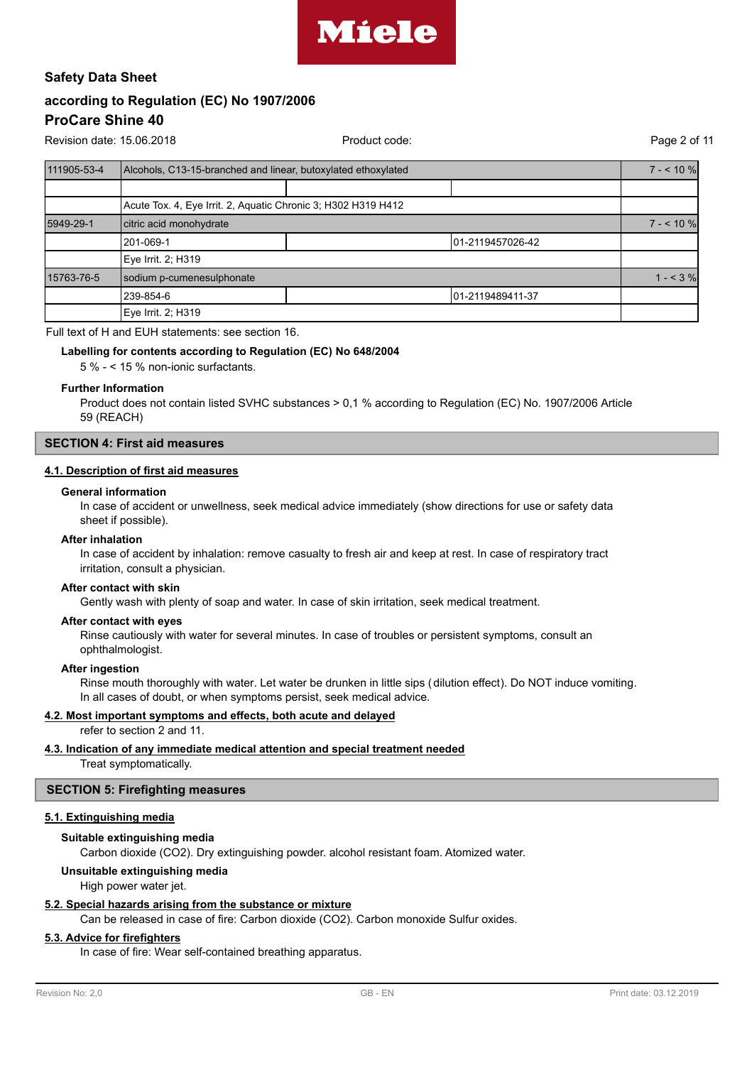| | | | | |
|---|---|---|---|---|
| 111905-53-4 | Alcohols, C13-15-branched and linear, butoxylated ethoxylated | | | 7 - < 10 % |
| | | | | |
| | Acute Tox. 4, Eye Irrit. 2, Aquatic Chronic 3; H302 H319 H412 | | | |
| 5949-29-1 | citric acid monohydrate | | | 7 - < 10 % |
| | 201-069-1 | | 01-2119457026-42 | |
| | Eye Irrit. 2; H319 | | | |
| 15763-76-5 | sodium p-cumenesulphonate | | | 1 - < 3 % |
| | 239-854-6 | | 01-2119489411-37 | |
| | Eye Irrit. 2; H319 | | | |

Full text of H and EUH statements: see section 16.

**Labelling for contents according to Regulation (EC) No 648/2004**

5 % - < 15 % non-ionic surfactants.

**Further Information**

Product does not contain listed SVHC substances > 0,1 % according to Regulation (EC) No. 1907/2006 Article 59 (REACH)

## SECTION 4: First aid measures

### 4.1. Description of first aid measures

**General information**

In case of accident or unwellness, seek medical advice immediately (show directions for use or safety data sheet if possible).

**After inhalation**

In case of accident by inhalation: remove casualty to fresh air and keep at rest. In case of respiratory tract irritation, consult a physician.

**After contact with skin**

Gently wash with plenty of soap and water. In case of skin irritation, seek medical treatment.

**After contact with eyes**

Rinse cautiously with water for several minutes. In case of troubles or persistent symptoms, consult an ophthalmologist.

**After ingestion**

Rinse mouth thoroughly with water. Let water be drunken in little sips (dilution effect). Do NOT induce vomiting. In all cases of doubt, or when symptoms persist, seek medical advice.

### 4.2. Most important symptoms and effects, both acute and delayed

refer to section 2 and 11.

### 4.3. Indication of any immediate medical attention and special treatment needed

Treat symptomatically.

## SECTION 5: Firefighting measures

### 5.1. Extinguishing media

**Suitable extinguishing media**

Carbon dioxide ($CO_2$). Dry extinguishing powder. alcohol resistant foam. Atomized water.

**Unsuitable extinguishing media**

High power water jet.

### 5.2. Special hazards arising from the substance or mixture

Can be released in case of fire: Carbon dioxide ($CO_2$). Carbon monoxide Sulfur oxides.

### 5.3. Advice for firefighters

In case of fire: Wear self-contained breathing apparatus.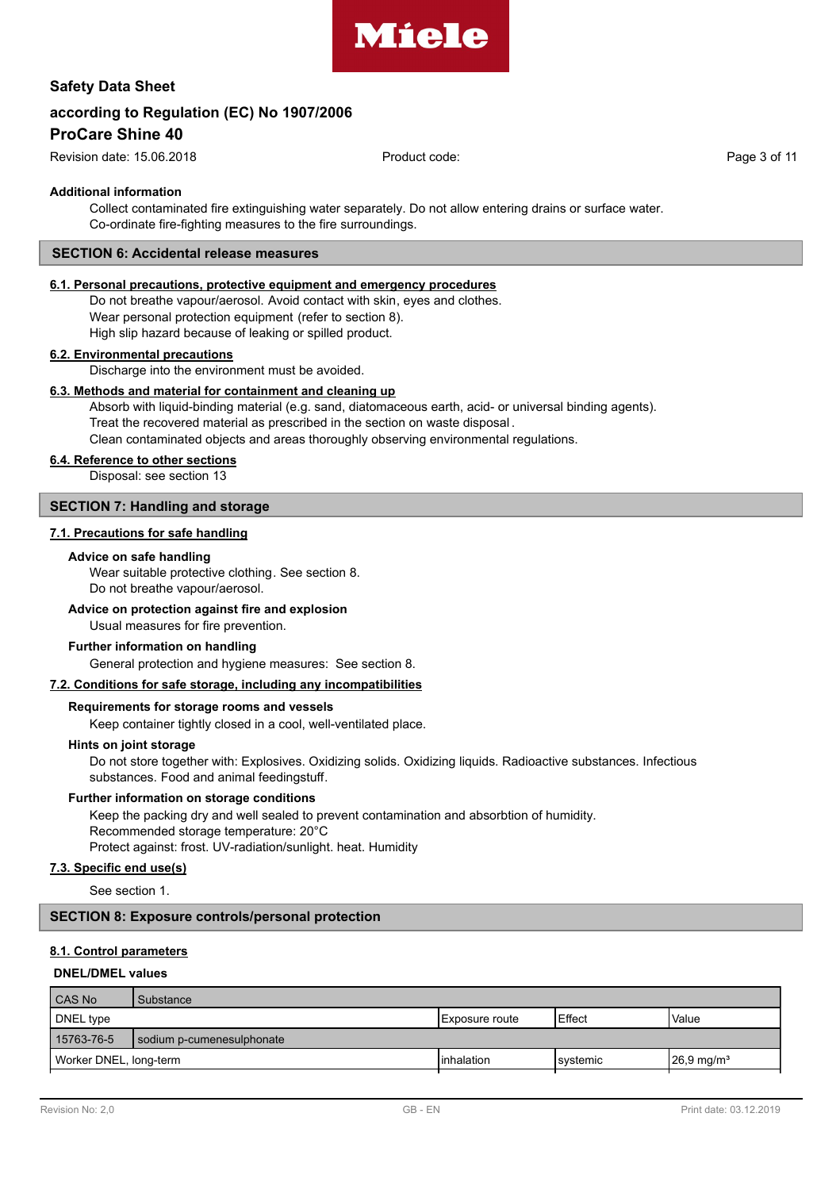**Additional information**

Collect contaminated fire extinguishing water separately. Do not allow entering drains or surface water.
Co-ordinate fire-fighting measures to the fire surroundings.

## SECTION 6: Accidental release measures

### 6.1. Personal precautions, protective equipment and emergency procedures

Do not breathe vapour/aerosol. Avoid contact with skin, eyes and clothes.
Wear personal protection equipment (refer to section 8).
High slip hazard because of leaking or spilled product.

### 6.2. Environmental precautions

Discharge into the environment must be avoided.

### 6.3. Methods and material for containment and cleaning up

Absorb with liquid-binding material (e.g. sand, diatomaceous earth, acid- or universal binding agents).
Treat the recovered material as prescribed in the section on waste disposal.
Clean contaminated objects and areas thoroughly observing environmental regulations.

### 6.4. Reference to other sections

Disposal: see section 13

## SECTION 7: Handling and storage

### 7.1. Precautions for safe handling

**Advice on safe handling**

Wear suitable protective clothing. See section 8.
Do not breathe vapour/aerosol.

**Advice on protection against fire and explosion**

Usual measures for fire prevention.

**Further information on handling**

General protection and hygiene measures: See section 8.

### 7.2. Conditions for safe storage, including any incompatibilities

**Requirements for storage rooms and vessels**

Keep container tightly closed in a cool, well-ventilated place.

**Hints on joint storage**

Do not store together with: Explosives. Oxidizing solids. Oxidizing liquids. Radioactive substances. Infectious substances. Food and animal feedingstuff.

**Further information on storage conditions**

Keep the packing dry and well sealed to prevent contamination and absorbtion of humidity.
Recommended storage temperature: 20°C
Protect against: frost. UV-radiation/sunlight. heat. Humidity

### 7.3. Specific end use(s)

See section 1.

## SECTION 8: Exposure controls/personal protection

### 8.1. Control parameters

**DNEL/DMEL values**

| CAS No | Substance | | | |
|---|---|---|---|---|
| DNEL type | | Exposure route | Effect | Value |
| 15763-76-5 | sodium p-cumenesulphonate | | | |
| Worker DNEL, long-term | | inhalation | systemic | 26,9 mg/m³ |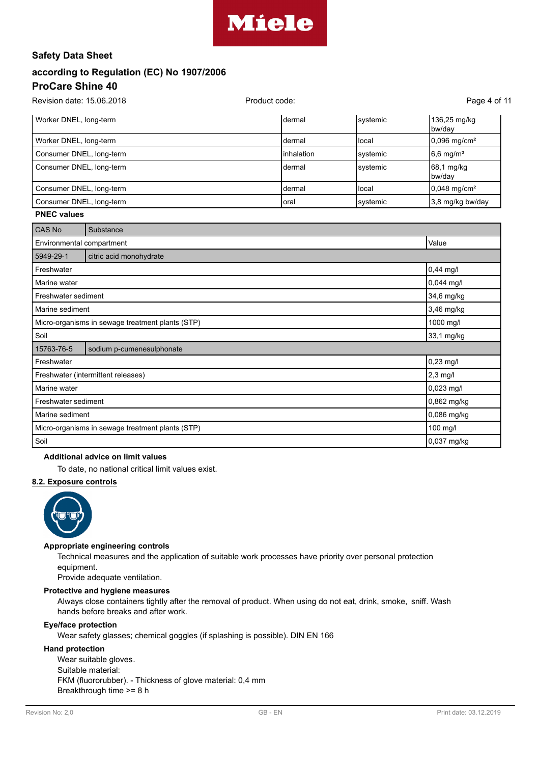| | | | |
|---|---|---|---|
| Worker DNEL, long-term | dermal | systemic | 136,25 mg/kg bw/day |
| Worker DNEL, long-term | dermal | local | 0,096 mg/cm² |
| Consumer DNEL, long-term | inhalation | systemic | 6,6 mg/m³ |
| Consumer DNEL, long-term | dermal | systemic | 68,1 mg/kg bw/day |
| Consumer DNEL, long-term | dermal | local | 0,048 mg/cm² |
| Consumer DNEL, long-term | oral | systemic | 3,8 mg/kg bw/day |

**PNEC values**

| CAS No | Substance | |
|---|---|---|
| Environmental compartment | | Value |
| 5949-29-1 | citric acid monohydrate | |
| Freshwater | | 0,44 mg/l |
| Marine water | | 0,044 mg/l |
| Freshwater sediment | | 34,6 mg/kg |
| Marine sediment | | 3,46 mg/kg |
| Micro-organisms in sewage treatment plants (STP) | | 1000 mg/l |
| Soil | | 33,1 mg/kg |
| 15763-76-5 | sodium p-cumenesulphonate | |
| Freshwater | | 0,23 mg/l |
| Freshwater (intermittent releases) | | 2,3 mg/l |
| Marine water | | 0,023 mg/l |
| Freshwater sediment | | 0,862 mg/kg |
| Marine sediment | | 0,086 mg/kg |
| Micro-organisms in sewage treatment plants (STP) | | 100 mg/l |
| Soil | | 0,037 mg/kg |

**Additional advice on limit values**

To date, no national critical limit values exist.

## 8.2. Exposure controls

**Appropriate engineering controls**

Technical measures and the application of suitable work processes have priority over personal protection equipment.
Provide adequate ventilation.

**Protective and hygiene measures**

Always close containers tightly after the removal of product. When using do not eat, drink, smoke, sniff. Wash hands before breaks and after work.

**Eye/face protection**

Wear safety glasses; chemical goggles (if splashing is possible). DIN EN 166

**Hand protection**

Wear suitable gloves.
Suitable material:
FKM (fluororubber). - Thickness of glove material: 0,4 mm
Breakthrough time >= 8 h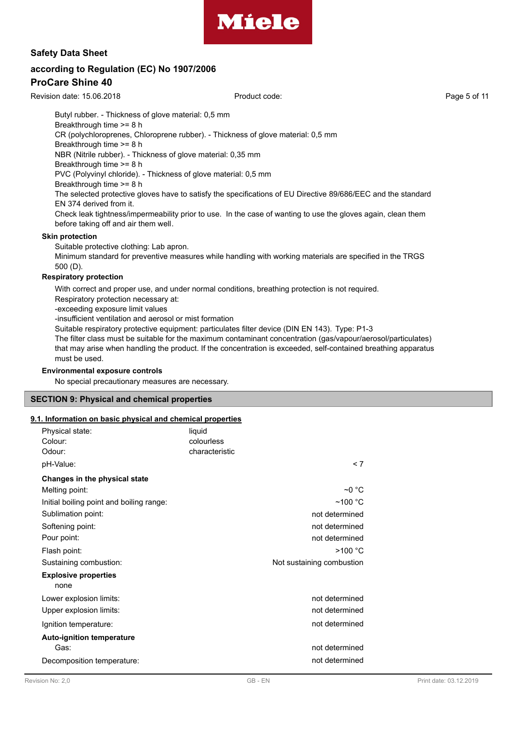Butyl rubber. - Thickness of glove material: 0,5 mm
Breakthrough time >= 8 h
CR (polychloroprenes, Chloroprene rubber). - Thickness of glove material: 0,5 mm
Breakthrough time >= 8 h
NBR (Nitrile rubber). - Thickness of glove material: 0,35 mm
Breakthrough time >= 8 h
PVC (Polyvinyl chloride). - Thickness of glove material: 0,5 mm
Breakthrough time >= 8 h
The selected protective gloves have to satisfy the specifications of EU Directive 89/686/EEC and the standard EN 374 derived from it.
Check leak tightness/impermeability prior to use. In the case of wanting to use the gloves again, clean them before taking off and air them well.

**Skin protection**

Suitable protective clothing: Lab apron.
Minimum standard for preventive measures while handling with working materials are specified in the TRGS 500 (D).

**Respiratory protection**

With correct and proper use, and under normal conditions, breathing protection is not required.
Respiratory protection necessary at:
-exceeding exposure limit values
-insufficient ventilation and aerosol or mist formation
Suitable respiratory protective equipment: particulates filter device (DIN EN 143). Type: P1-3
The filter class must be suitable for the maximum contaminant concentration (gas/vapour/aerosol/particulates) that may arise when handling the product. If the concentration is exceeded, self-contained breathing apparatus must be used.

**Environmental exposure controls**

No special precautionary measures are necessary.

## SECTION 9: Physical and chemical properties

### 9.1. Information on basic physical and chemical properties

| | |
|---|---|
| Physical state: | liquid |
| Colour: | colourless |
| Odour: | characteristic |
| pH-Value: | < 7 |
| **Changes in the physical state** | |
| Melting point: | ~0 °C |
| Initial boiling point and boiling range: | ~100 °C |
| Sublimation point: | not determined |
| Softening point: | not determined |
| Pour point: | not determined |
| Flash point: | >100 °C |
| Sustaining combustion: | Not sustaining combustion |
| **Explosive properties** | |
| none | |
| Lower explosion limits: | not determined |
| Upper explosion limits: | not determined |
| Ignition temperature: | not determined |
| **Auto-ignition temperature** | |
| Gas: | not determined |
| Decomposition temperature: | not determined |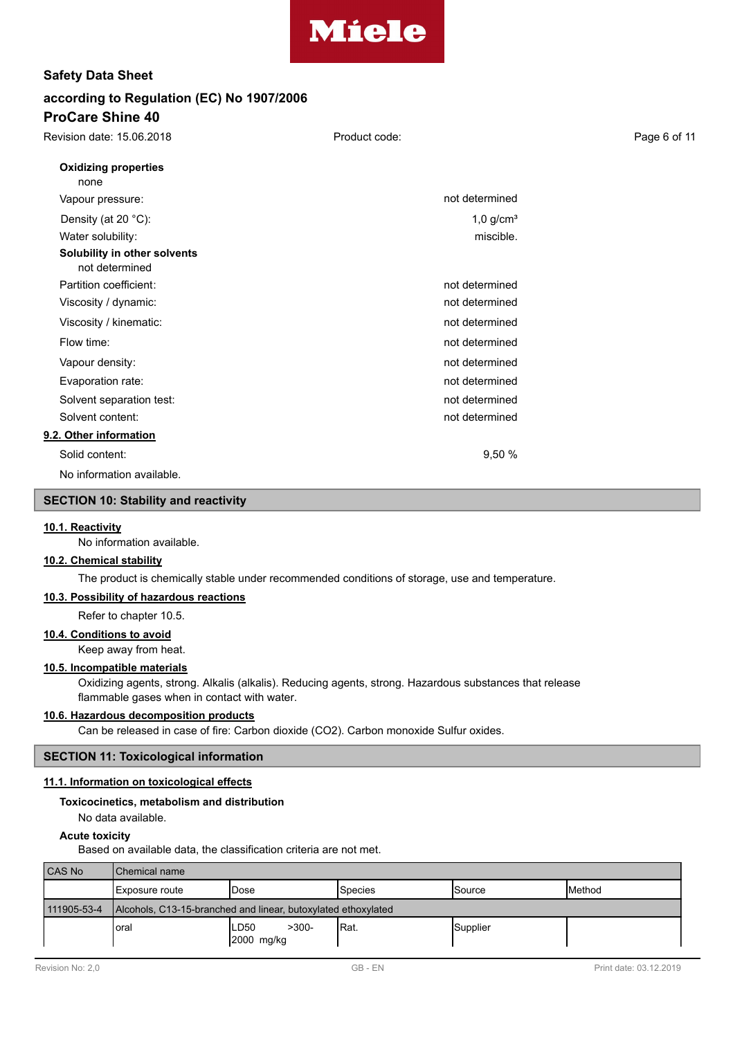**Oxidizing properties**

none

| | |
|---|---|
| Vapour pressure: | not determined |
| Density (at 20 °C): | 1,0 g/cm³ |
| Water solubility: | miscible. |

**Solubility in other solvents**

not determined

| | |
|---|---|
| Partition coefficient: | not determined |
| Viscosity / dynamic: | not determined |
| Viscosity / kinematic: | not determined |
| Flow time: | not determined |
| Vapour density: | not determined |
| Evaporation rate: | not determined |
| Solvent separation test: | not determined |
| Solvent content: | not determined |

**9.2. Other information**

| | |
|---|---|
| Solid content: | 9,50 % |

No information available.

## SECTION 10: Stability and reactivity

**10.1. Reactivity**

No information available.

**10.2. Chemical stability**

The product is chemically stable under recommended conditions of storage, use and temperature.

**10.3. Possibility of hazardous reactions**

Refer to chapter 10.5.

**10.4. Conditions to avoid**

Keep away from heat.

**10.5. Incompatible materials**

Oxidizing agents, strong. Alkalis (alkalis). Reducing agents, strong. Hazardous substances that release flammable gases when in contact with water.

**10.6. Hazardous decomposition products**

Can be released in case of fire: Carbon dioxide ($CO_2$). Carbon monoxide Sulfur oxides.

## SECTION 11: Toxicological information

**11.1. Information on toxicological effects**

**Toxicocinetics, metabolism and distribution**

No data available.

**Acute toxicity**

Based on available data, the classification criteria are not met.

| CAS No | Chemical name | | | | |
|---|---|---|---|---|---|
| | Exposure route | Dose | Species | Source | Method |
| 111905-53-4 | Alcohols, C13-15-branched and linear, butoxylated ethoxylated | | | | |
| | oral | LD50 >300-2000 mg/kg | Rat. | Supplier | |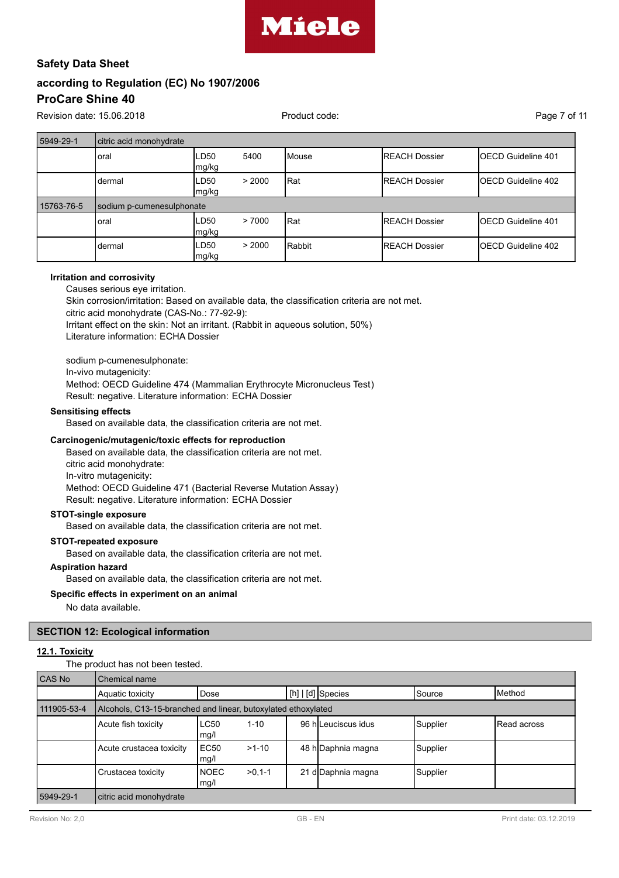| | | | | | | |
|---|---|---|---|---|---|---|
| 5949-29-1 | citric acid monohydrate | | | | | |
| | oral | LD50 mg/kg | 5400 | Mouse | REACH Dossier | OECD Guideline 401 |
| | dermal | LD50 mg/kg | > 2000 | Rat | REACH Dossier | OECD Guideline 402 |
| 15763-76-5 | sodium p-cumenesulphonate | | | | | |
| | oral | LD50 mg/kg | > 7000 | Rat | REACH Dossier | OECD Guideline 401 |
| | dermal | LD50 mg/kg | > 2000 | Rabbit | REACH Dossier | OECD Guideline 402 |

**Irritation and corrosivity**

Causes serious eye irritation.
Skin corrosion/irritation: Based on available data, the classification criteria are not met.
citric acid monohydrate (CAS-No.: 77-92-9):
Irritant effect on the skin: Not an irritant. (Rabbit in aqueous solution, 50%)
Literature information: ECHA Dossier

sodium p-cumenesulphonate:
In-vivo mutagenicity:
Method: OECD Guideline 474 (Mammalian Erythrocyte Micronucleus Test)
Result: negative. Literature information: ECHA Dossier

**Sensitising effects**

Based on available data, the classification criteria are not met.

**Carcinogenic/mutagenic/toxic effects for reproduction**

Based on available data, the classification criteria are not met.
citric acid monohydrate:
In-vitro mutagenicity:
Method: OECD Guideline 471 (Bacterial Reverse Mutation Assay)
Result: negative. Literature information: ECHA Dossier

**STOT-single exposure**

Based on available data, the classification criteria are not met.

**STOT-repeated exposure**

Based on available data, the classification criteria are not met.

**Aspiration hazard**

Based on available data, the classification criteria are not met.

**Specific effects in experiment on an animal**

No data available.

## SECTION 12: Ecological information

### 12.1. Toxicity

The product has not been tested.

| CAS No | Chemical name | | | | | | |
|---|---|---|---|---|---|---|---|
| | Aquatic toxicity | Dose | | [h] \| [d] | Species | Source | Method |
| 111905-53-4 | Alcohols, C13-15-branched and linear, butoxylated ethoxylated | | | | | | |
| | Acute fish toxicity | LC50 mg/l | 1-10 | 96 h | Leuciscus idus | Supplier | Read across |
| | Acute crustacea toxicity | EC50 mg/l | >1-10 | 48 h | Daphnia magna | Supplier | |
| | Crustacea toxicity | NOEC mg/l | >0,1-1 | 21 d | Daphnia magna | Supplier | |
| 5949-29-1 | citric acid monohydrate | | | | | | |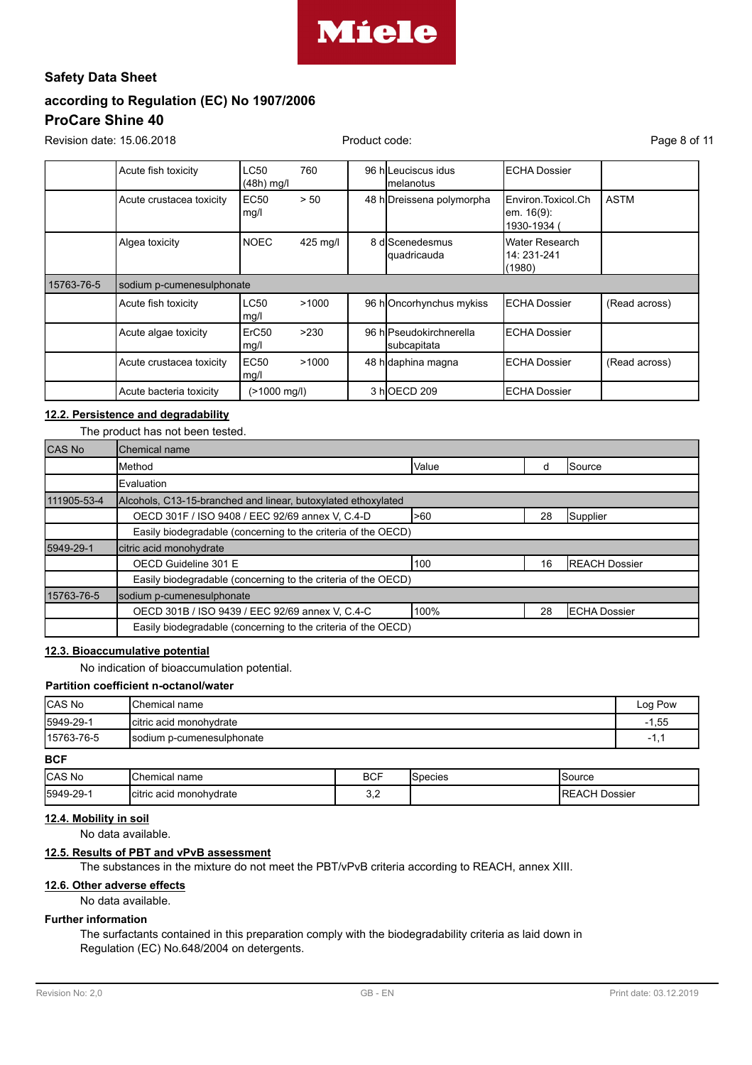| | | | | | | |
|---|---|---|---|---|---|---|
| | Acute fish toxicity | LC50 (48h) mg/l | 760 | 96 h | Leuciscus idus melanotus | ECHA Dossier | |
| | Acute crustacea toxicity | EC50 mg/l | > 50 | 48 h | Dreissena polymorpha | Environ.Toxicol.Chem. 16(9): 1930-1934 ( | ASTM |
| | Algea toxicity | NOEC | 425 mg/l | 8 d | Scenedesmus quadricauda | Water Research 14: 231-241 (1980) | |
| 15763-76-5 | sodium p-cumenesulphonate | | | | | | |
| | Acute fish toxicity | LC50 mg/l | >1000 | 96 h | Oncorhynchus mykiss | ECHA Dossier | (Read across) |
| | Acute algae toxicity | ErC50 mg/l | >230 | 96 h | Pseudokirchnerella subcapitata | ECHA Dossier | |
| | Acute crustacea toxicity | EC50 mg/l | >1000 | 48 h | daphina magna | ECHA Dossier | (Read across) |
| | Acute bacteria toxicity | (>1000 mg/l) | | 3 h | OECD 209 | ECHA Dossier | |

## 12.2. Persistence and degradability

The product has not been tested.

| CAS No | Chemical name | | | |
|---|---|---|---|---|
| | Method | Value | d | Source |
| | Evaluation | | | |
| 111905-53-4 | Alcohols, C13-15-branched and linear, butoxylated ethoxylated | | | |
| | OECD 301F / ISO 9408 / EEC 92/69 annex V, C.4-D | >60 | 28 | Supplier |
| | Easily biodegradable (concerning to the criteria of the OECD) | | | |
| 5949-29-1 | citric acid monohydrate | | | |
| | OECD Guideline 301 E | 100 | 16 | REACH Dossier |
| | Easily biodegradable (concerning to the criteria of the OECD) | | | |
| 15763-76-5 | sodium p-cumenesulphonate | | | |
| | OECD 301B / ISO 9439 / EEC 92/69 annex V, C.4-C | 100% | 28 | ECHA Dossier |
| | Easily biodegradable (concerning to the criteria of the OECD) | | | |

## 12.3. Bioaccumulative potential

No indication of bioaccumulation potential.

**Partition coefficient n-octanol/water**

| CAS No | Chemical name | Log Pow |
|---|---|---|
| 5949-29-1 | citric acid monohydrate | -1,55 |
| 15763-76-5 | sodium p-cumenesulphonate | -1,1 |

**BCF**

| CAS No | Chemical name | BCF | Species | Source |
|---|---|---|---|---|
| 5949-29-1 | citric acid monohydrate | 3,2 | | REACH Dossier |

## 12.4. Mobility in soil

No data available.

## 12.5. Results of PBT and vPvB assessment

The substances in the mixture do not meet the PBT/vPvB criteria according to REACH, annex XIII.

## 12.6. Other adverse effects

No data available.

**Further information**

The surfactants contained in this preparation comply with the biodegradability criteria as laid down in Regulation (EC) No.648/2004 on detergents.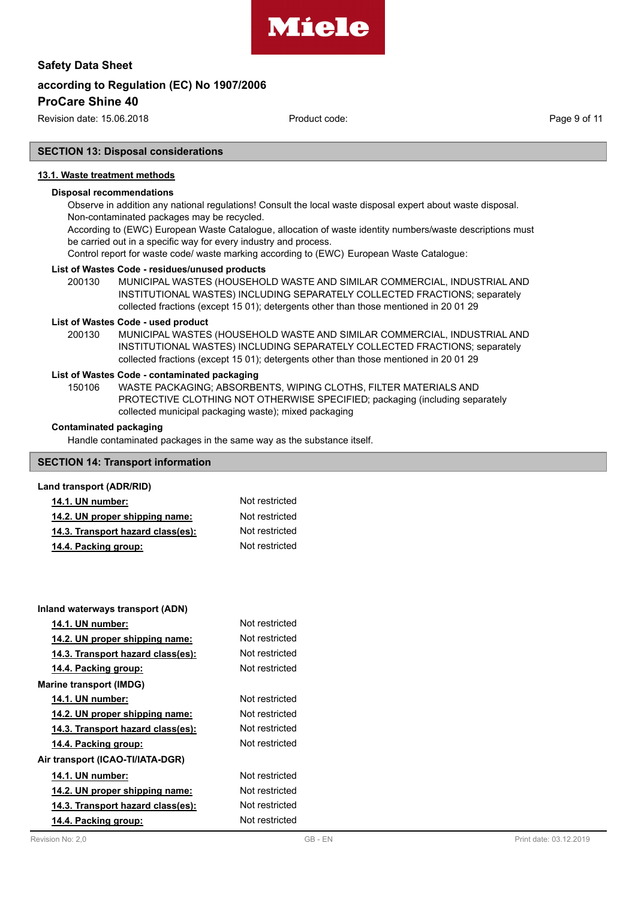## SECTION 13: Disposal considerations

### 13.1. Waste treatment methods

**Disposal recommendations**

Observe in addition any national regulations! Consult the local waste disposal expert about waste disposal.
Non-contaminated packages may be recycled.
According to (EWC) European Waste Catalogue, allocation of waste identity numbers/waste descriptions must be carried out in a specific way for every industry and process.
Control report for waste code/ waste marking according to (EWC) European Waste Catalogue:

**List of Wastes Code - residues/unused products**

200130 MUNICIPAL WASTES (HOUSEHOLD WASTE AND SIMILAR COMMERCIAL, INDUSTRIAL AND INSTITUTIONAL WASTES) INCLUDING SEPARATELY COLLECTED FRACTIONS; separately collected fractions (except 15 01); detergents other than those mentioned in 20 01 29

**List of Wastes Code - used product**

200130 MUNICIPAL WASTES (HOUSEHOLD WASTE AND SIMILAR COMMERCIAL, INDUSTRIAL AND INSTITUTIONAL WASTES) INCLUDING SEPARATELY COLLECTED FRACTIONS; separately collected fractions (except 15 01); detergents other than those mentioned in 20 01 29

**List of Wastes Code - contaminated packaging**

150106 WASTE PACKAGING; ABSORBENTS, WIPING CLOTHS, FILTER MATERIALS AND PROTECTIVE CLOTHING NOT OTHERWISE SPECIFIED; packaging (including separately collected municipal packaging waste); mixed packaging

**Contaminated packaging**

Handle contaminated packages in the same way as the substance itself.

## SECTION 14: Transport information

**Land transport (ADR/RID)**

| | |
|---|---|
| 14.1. UN number: | Not restricted |
| 14.2. UN proper shipping name: | Not restricted |
| 14.3. Transport hazard class(es): | Not restricted |
| 14.4. Packing group: | Not restricted |

**Inland waterways transport (ADN)**

| | |
|---|---|
| 14.1. UN number: | Not restricted |
| 14.2. UN proper shipping name: | Not restricted |
| 14.3. Transport hazard class(es): | Not restricted |
| 14.4. Packing group: | Not restricted |

**Marine transport (IMDG)**

| | |
|---|---|
| 14.1. UN number: | Not restricted |
| 14.2. UN proper shipping name: | Not restricted |
| 14.3. Transport hazard class(es): | Not restricted |
| 14.4. Packing group: | Not restricted |

**Air transport (ICAO-TI/IATA-DGR)**

| | |
|---|---|
| 14.1. UN number: | Not restricted |
| 14.2. UN proper shipping name: | Not restricted |
| 14.3. Transport hazard class(es): | Not restricted |
| 14.4. Packing group: | Not restricted |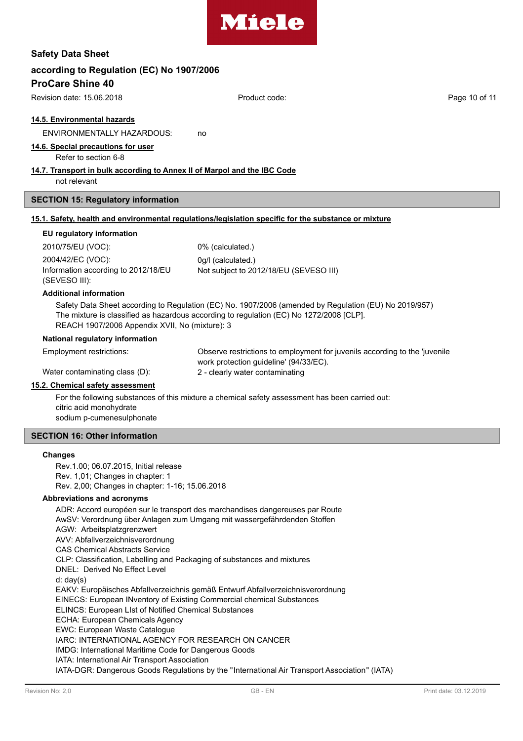### 14.5. Environmental hazards

ENVIRONMENTALLY HAZARDOUS: no

### 14.6. Special precautions for user

Refer to section 6-8

### 14.7. Transport in bulk according to Annex II of Marpol and the IBC Code

not relevant

## SECTION 15: Regulatory information

### 15.1. Safety, health and environmental regulations/legislation specific for the substance or mixture

**EU regulatory information**

| | |
|---|---|
| 2010/75/EU (VOC): | 0% (calculated.) |
| 2004/42/EC (VOC): | 0g/l (calculated.) |
| Information according to 2012/18/EU (SEVESO III): | Not subject to 2012/18/EU (SEVESO III) |

**Additional information**

Safety Data Sheet according to Regulation (EC) No. 1907/2006 (amended by Regulation (EU) No 2019/957)
The mixture is classified as hazardous according to regulation (EC) No 1272/2008 [CLP].
REACH 1907/2006 Appendix XVII, No (mixture): 3

**National regulatory information**

| | |
|---|---|
| Employment restrictions: | Observe restrictions to employment for juvenils according to the 'juvenile work protection guideline' (94/33/EC). |
| Water contaminating class (D): | 2 - clearly water contaminating |

### 15.2. Chemical safety assessment

For the following substances of this mixture a chemical safety assessment has been carried out:
citric acid monohydrate
sodium p-cumenesulphonate

## SECTION 16: Other information

**Changes**

Rev.1.00; 06.07.2015, Initial release
Rev. 1,01; Changes in chapter: 1
Rev. 2,00; Changes in chapter: 1-16; 15.06.2018

**Abbreviations and acronyms**

ADR: Accord européen sur le transport des marchandises dangereuses par Route
AwSV: Verordnung über Anlagen zum Umgang mit wassergefährdenden Stoffen
AGW: Arbeitsplatzgrenzwert
AVV: Abfallverzeichnisverordnung
CAS Chemical Abstracts Service
CLP: Classification, Labelling and Packaging of substances and mixtures
DNEL: Derived No Effect Level
d: day(s)
EAKV: Europäisches Abfallverzeichnis gemäß Entwurf Abfallverzeichnisverordnung
EINECS: European INventory of Existing Commercial chemical Substances
ELINCS: European LIst of Notified Chemical Substances
ECHA: European Chemicals Agency
EWC: European Waste Catalogue
IARC: INTERNATIONAL AGENCY FOR RESEARCH ON CANCER
IMDG: International Maritime Code for Dangerous Goods
IATA: International Air Transport Association
IATA-DGR: Dangerous Goods Regulations by the "International Air Transport Association" (IATA)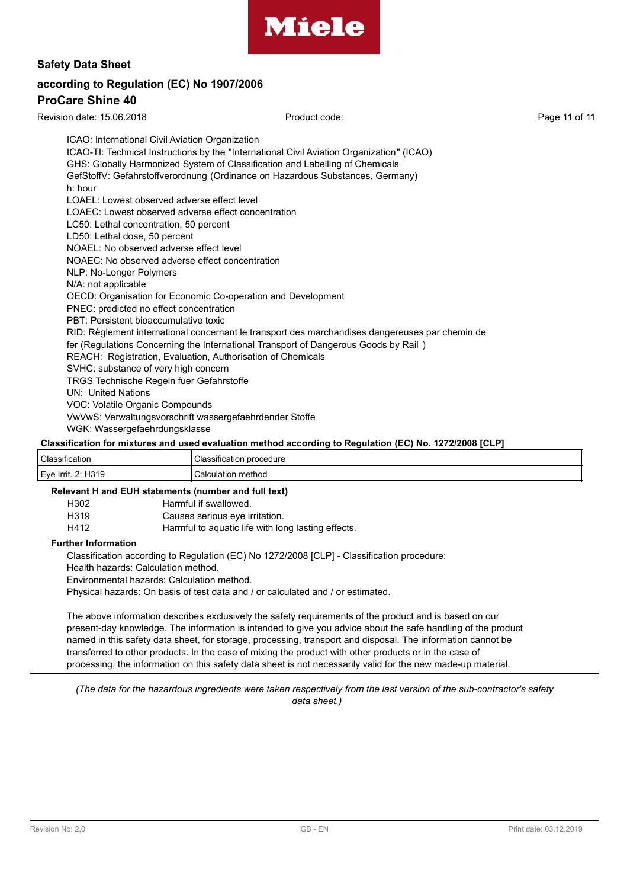ICAO: International Civil Aviation Organization
ICAO-TI: Technical Instructions by the "International Civil Aviation Organization" (ICAO)
GHS: Globally Harmonized System of Classification and Labelling of Chemicals
GefStoffV: Gefahrstoffverordnung (Ordinance on Hazardous Substances, Germany)
h: hour
LOAEL: Lowest observed adverse effect level
LOAEC: Lowest observed adverse effect concentration
LC50: Lethal concentration, 50 percent
LD50: Lethal dose, 50 percent
NOAEL: No observed adverse effect level
NOAEC: No observed adverse effect concentration
NLP: No-Longer Polymers
N/A: not applicable
OECD: Organisation for Economic Co-operation and Development
PNEC: predicted no effect concentration
PBT: Persistent bioaccumulative toxic
RID: Règlement international concernant le transport des marchandises dangereuses par chemin de fer (Regulations Concerning the International Transport of Dangerous Goods by Rail )
REACH: Registration, Evaluation, Authorisation of Chemicals
SVHC: substance of very high concern
TRGS Technische Regeln fuer Gefahrstoffe
UN: United Nations
VOC: Volatile Organic Compounds
VwVwS: Verwaltungsvorschrift wassergefaehrdender Stoffe
WGK: Wassergefaehrdungsklasse

**Classification for mixtures and used evaluation method according to Regulation (EC) No. 1272/2008 [CLP]**

| Classification | Classification procedure |
|---|---|
| Eye Irrit. 2; H319 | Calculation method |

**Relevant H and EUH statements (number and full text)**

| | |
|---|---|
| H302 | Harmful if swallowed. |
| H319 | Causes serious eye irritation. |
| H412 | Harmful to aquatic life with long lasting effects. |

**Further Information**

Classification according to Regulation (EC) No 1272/2008 [CLP] - Classification procedure:
Health hazards: Calculation method.
Environmental hazards: Calculation method.
Physical hazards: On basis of test data and / or calculated and / or estimated.

The above information describes exclusively the safety requirements of the product and is based on our present-day knowledge. The information is intended to give you advice about the safe handling of the product named in this safety data sheet, for storage, processing, transport and disposal. The information cannot be transferred to other products. In the case of mixing the product with other products or in the case of processing, the information on this safety data sheet is not necessarily valid for the new made-up material.

---

*(The data for the hazardous ingredients were taken respectively from the last version of the sub-contractor's safety data sheet.)*